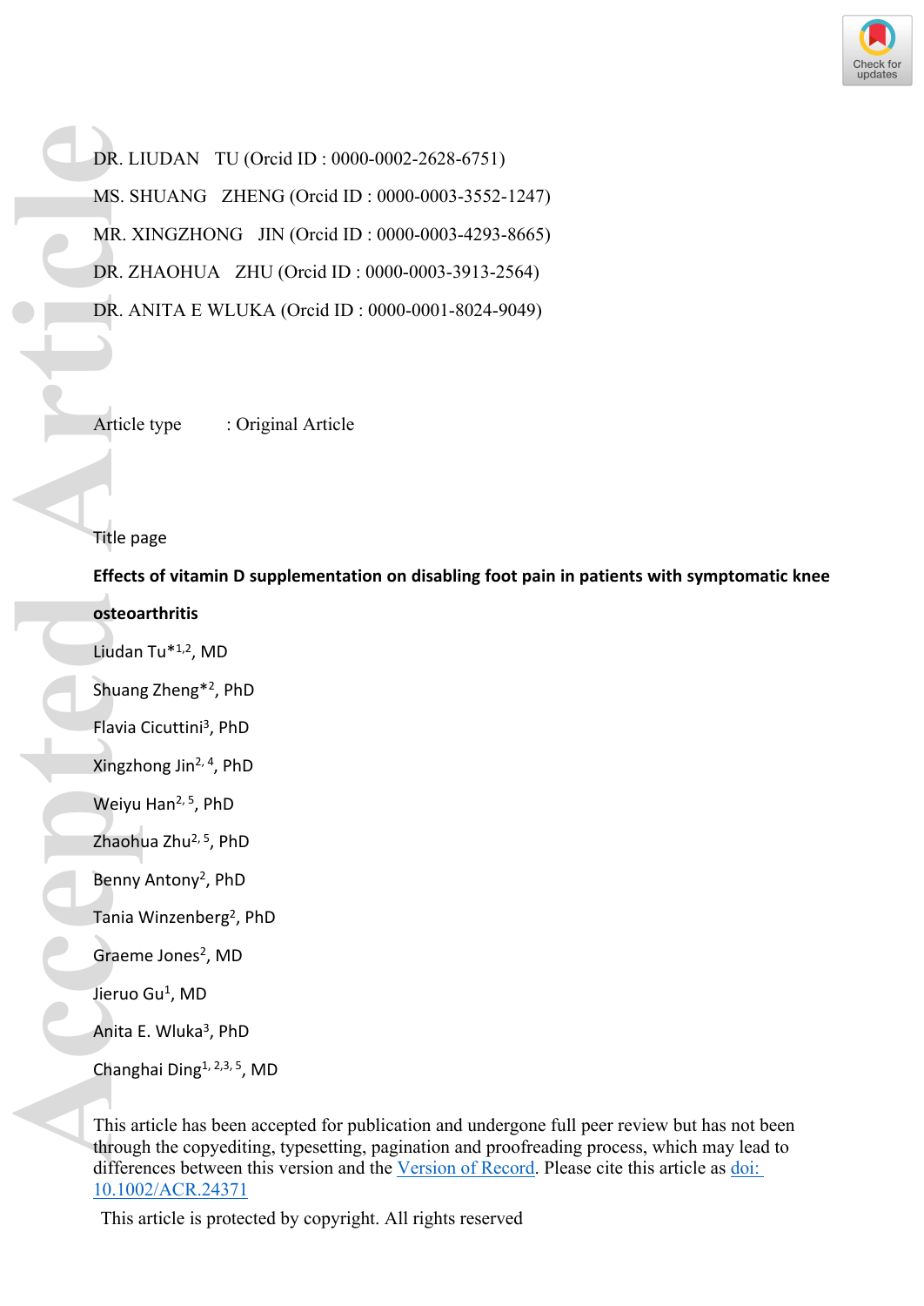DR. LIUDAN TU (Orcid ID : 0000-0002-2628-6751)

MS. SHUANG ZHENG (Orcid ID : 0000-0003-3552-1247)

MR. XINGZHONG JIN (Orcid ID : 0000-0003-4293-8665)

DR. ZHAOHUA ZHU (Orcid ID : 0000-0003-3913-2564)

DR. ANITA E WLUKA (Orcid ID : 0000-0001-8024-9049)

Article type : Original Article

Title page

**Effects of vitamin D supplementation on disabling foot pain in patients with symptomatic knee osteoarthritis**

Liudan Tu*[1,2], MD

Shuang Zheng*[2], PhD

Flavia Cicuttini[3], PhD

Xingzhong Jin[2, 4], PhD

Weiyu Han[2, 5], PhD

Zhaohua Zhu[2, 5], PhD

Benny Antony[2], PhD

Tania Winzenberg[2], PhD

Graeme Jones[2], MD

Jieruo Gu[1], MD

Anita E. Wluka[3], PhD

Changhai Ding[1, 2,3, 5], MD

This article has been accepted for publication and undergone full peer review but has not been through the copyediting, typesetting, pagination and proofreading process, which may lead to differences between this version and the Version of Record. Please cite this article as doi: 10.1002/ACR.24371

This article is protected by copyright. All rights reserved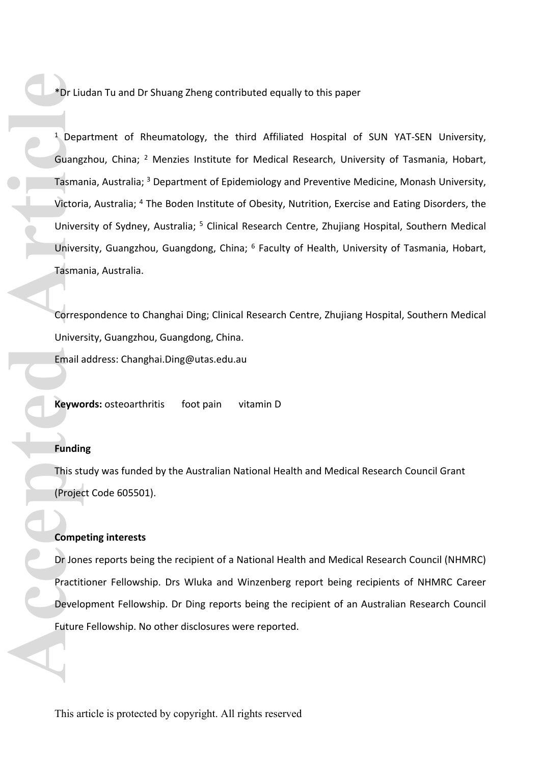*Dr Liudan Tu and Dr Shuang Zheng contributed equally to this paper

[1] Department of Rheumatology, the third Affiliated Hospital of SUN YAT-SEN University, Guangzhou, China; [2] Menzies Institute for Medical Research, University of Tasmania, Hobart, Tasmania, Australia; [3] Department of Epidemiology and Preventive Medicine, Monash University, Victoria, Australia; [4] The Boden Institute of Obesity, Nutrition, Exercise and Eating Disorders, the University of Sydney, Australia; [5] Clinical Research Centre, Zhujiang Hospital, Southern Medical University, Guangzhou, Guangdong, China; [6] Faculty of Health, University of Tasmania, Hobart, Tasmania, Australia.

Correspondence to Changhai Ding; Clinical Research Centre, Zhujiang Hospital, Southern Medical University, Guangzhou, Guangdong, China.

Email address: Changhai.Ding@utas.edu.au

**Keywords:** osteoarthritis foot pain vitamin D

**Funding**

This study was funded by the Australian National Health and Medical Research Council Grant (Project Code 605501).

**Competing interests**

Dr Jones reports being the recipient of a National Health and Medical Research Council (NHMRC) Practitioner Fellowship. Drs Wluka and Winzenberg report being recipients of NHMRC Career Development Fellowship. Dr Ding reports being the recipient of an Australian Research Council Future Fellowship. No other disclosures were reported.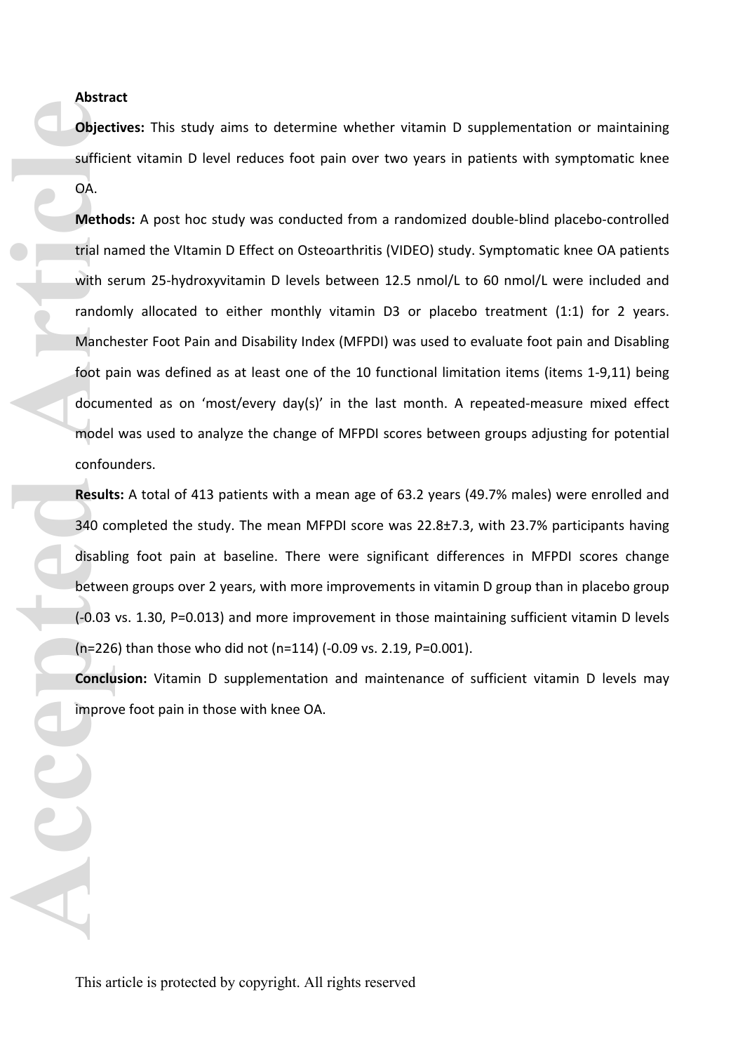**Abstract**

**Objectives:** This study aims to determine whether vitamin D supplementation or maintaining sufficient vitamin D level reduces foot pain over two years in patients with symptomatic knee OA.

**Methods:** A post hoc study was conducted from a randomized double-blind placebo-controlled trial named the VItamin D Effect on Osteoarthritis (VIDEO) study. Symptomatic knee OA patients with serum 25-hydroxyvitamin D levels between 12.5 nmol/L to 60 nmol/L were included and randomly allocated to either monthly vitamin D3 or placebo treatment (1:1) for 2 years. Manchester Foot Pain and Disability Index (MFPDI) was used to evaluate foot pain and Disabling foot pain was defined as at least one of the 10 functional limitation items (items 1-9,11) being documented as on 'most/every day(s)' in the last month. A repeated-measure mixed effect model was used to analyze the change of MFPDI scores between groups adjusting for potential confounders.

**Results:** A total of 413 patients with a mean age of 63.2 years (49.7% males) were enrolled and 340 completed the study. The mean MFPDI score was 22.8±7.3, with 23.7% participants having disabling foot pain at baseline. There were significant differences in MFPDI scores change between groups over 2 years, with more improvements in vitamin D group than in placebo group (-0.03 vs. 1.30, P=0.013) and more improvement in those maintaining sufficient vitamin D levels (n=226) than those who did not (n=114) (-0.09 vs. 2.19, P=0.001).

**Conclusion:** Vitamin D supplementation and maintenance of sufficient vitamin D levels may improve foot pain in those with knee OA.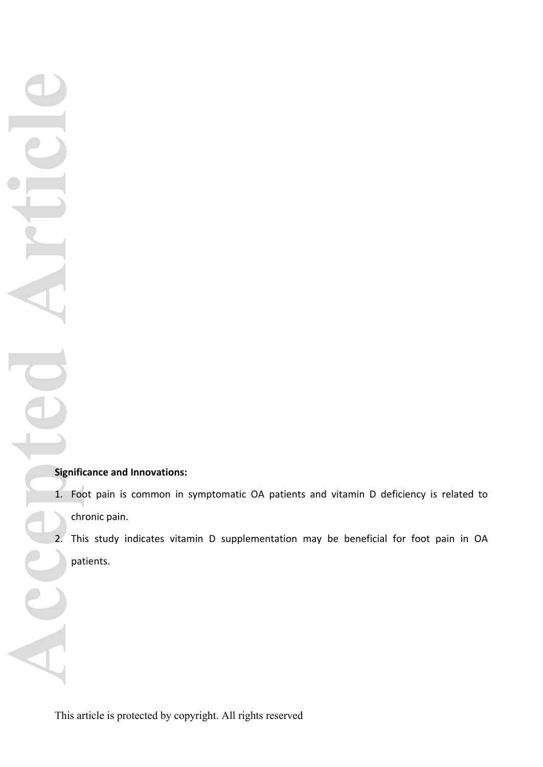**Significance and Innovations:**

1. Foot pain is common in symptomatic OA patients and vitamin D deficiency is related to chronic pain.
2. This study indicates vitamin D supplementation may be beneficial for foot pain in OA patients.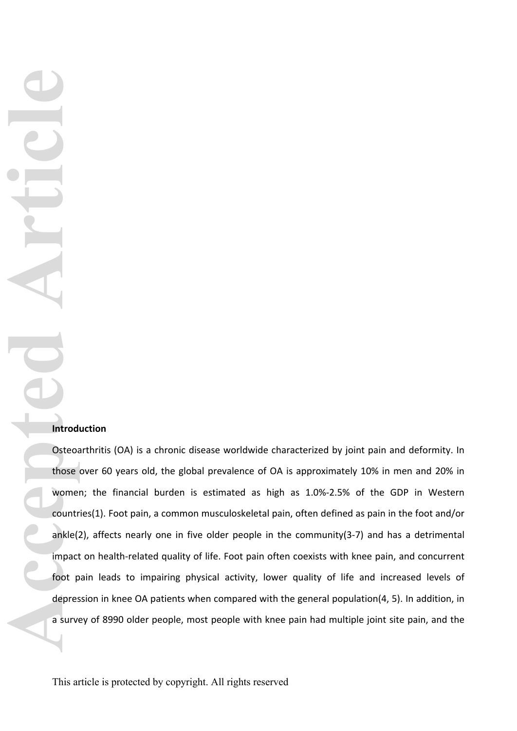## Introduction

Osteoarthritis (OA) is a chronic disease worldwide characterized by joint pain and deformity. In those over 60 years old, the global prevalence of OA is approximately 10% in men and 20% in women; the financial burden is estimated as high as 1.0%-2.5% of the GDP in Western countries(1). Foot pain, a common musculoskeletal pain, often defined as pain in the foot and/or ankle(2), affects nearly one in five older people in the community(3-7) and has a detrimental impact on health-related quality of life. Foot pain often coexists with knee pain, and concurrent foot pain leads to impairing physical activity, lower quality of life and increased levels of depression in knee OA patients when compared with the general population(4, 5). In addition, in a survey of 8990 older people, most people with knee pain had multiple joint site pain, and the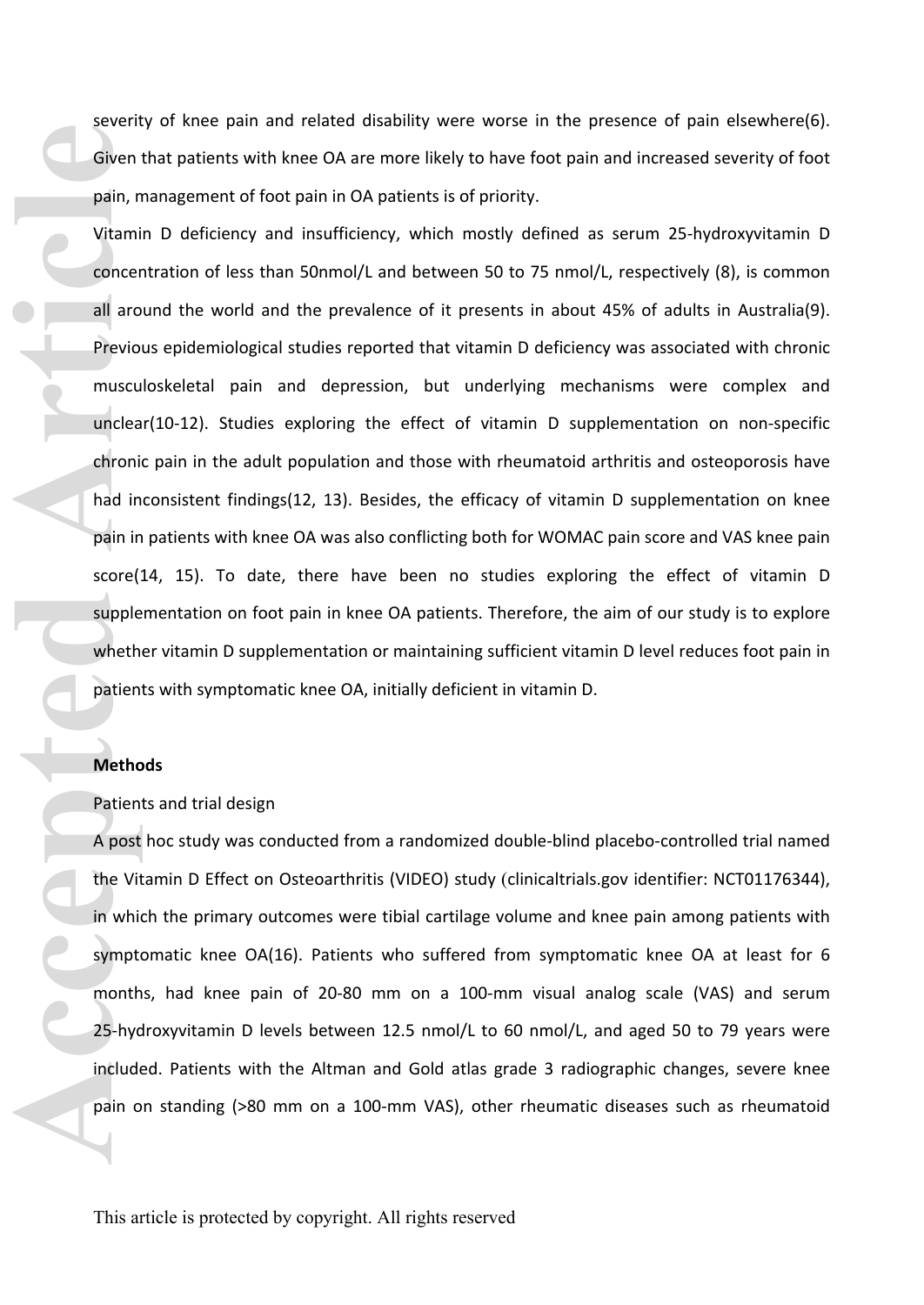severity of knee pain and related disability were worse in the presence of pain elsewhere(6). Given that patients with knee OA are more likely to have foot pain and increased severity of foot pain, management of foot pain in OA patients is of priority.

Vitamin D deficiency and insufficiency, which mostly defined as serum 25-hydroxyvitamin D concentration of less than 50nmol/L and between 50 to 75 nmol/L, respectively (8), is common all around the world and the prevalence of it presents in about 45% of adults in Australia(9). Previous epidemiological studies reported that vitamin D deficiency was associated with chronic musculoskeletal pain and depression, but underlying mechanisms were complex and unclear(10-12). Studies exploring the effect of vitamin D supplementation on non-specific chronic pain in the adult population and those with rheumatoid arthritis and osteoporosis have had inconsistent findings(12, 13). Besides, the efficacy of vitamin D supplementation on knee pain in patients with knee OA was also conflicting both for WOMAC pain score and VAS knee pain score(14, 15). To date, there have been no studies exploring the effect of vitamin D supplementation on foot pain in knee OA patients. Therefore, the aim of our study is to explore whether vitamin D supplementation or maintaining sufficient vitamin D level reduces foot pain in patients with symptomatic knee OA, initially deficient in vitamin D.

## Methods

Patients and trial design

A post hoc study was conducted from a randomized double-blind placebo-controlled trial named the Vitamin D Effect on Osteoarthritis (VIDEO) study (clinicaltrials.gov identifier: NCT01176344), in which the primary outcomes were tibial cartilage volume and knee pain among patients with symptomatic knee OA(16). Patients who suffered from symptomatic knee OA at least for 6 months, had knee pain of 20-80 mm on a 100-mm visual analog scale (VAS) and serum 25-hydroxyvitamin D levels between 12.5 nmol/L to 60 nmol/L, and aged 50 to 79 years were included. Patients with the Altman and Gold atlas grade 3 radiographic changes, severe knee pain on standing (>80 mm on a 100-mm VAS), other rheumatic diseases such as rheumatoid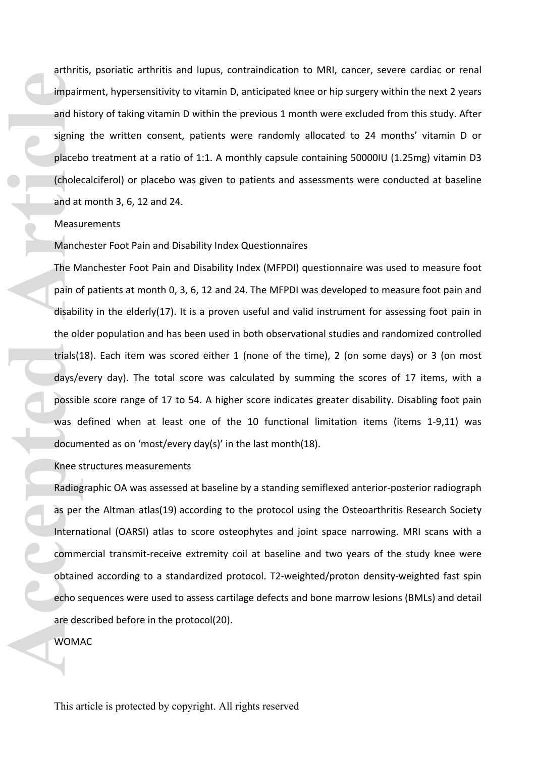arthritis, psoriatic arthritis and lupus, contraindication to MRI, cancer, severe cardiac or renal impairment, hypersensitivity to vitamin D, anticipated knee or hip surgery within the next 2 years and history of taking vitamin D within the previous 1 month were excluded from this study. After signing the written consent, patients were randomly allocated to 24 months' vitamin D or placebo treatment at a ratio of 1:1. A monthly capsule containing 50000IU (1.25mg) vitamin D3 (cholecalciferol) or placebo was given to patients and assessments were conducted at baseline and at month 3, 6, 12 and 24.

## Measurements

### Manchester Foot Pain and Disability Index Questionnaires

The Manchester Foot Pain and Disability Index (MFPDI) questionnaire was used to measure foot pain of patients at month 0, 3, 6, 12 and 24. The MFPDI was developed to measure foot pain and disability in the elderly(17). It is a proven useful and valid instrument for assessing foot pain in the older population and has been used in both observational studies and randomized controlled trials(18). Each item was scored either 1 (none of the time), 2 (on some days) or 3 (on most days/every day). The total score was calculated by summing the scores of 17 items, with a possible score range of 17 to 54. A higher score indicates greater disability. Disabling foot pain was defined when at least one of the 10 functional limitation items (items 1-9,11) was documented as on 'most/every day(s)' in the last month(18).

### Knee structures measurements

Radiographic OA was assessed at baseline by a standing semiflexed anterior-posterior radiograph as per the Altman atlas(19) according to the protocol using the Osteoarthritis Research Society International (OARSI) atlas to score osteophytes and joint space narrowing. MRI scans with a commercial transmit-receive extremity coil at baseline and two years of the study knee were obtained according to a standardized protocol. T2-weighted/proton density-weighted fast spin echo sequences were used to assess cartilage defects and bone marrow lesions (BMLs) and detail are described before in the protocol(20).

### WOMAC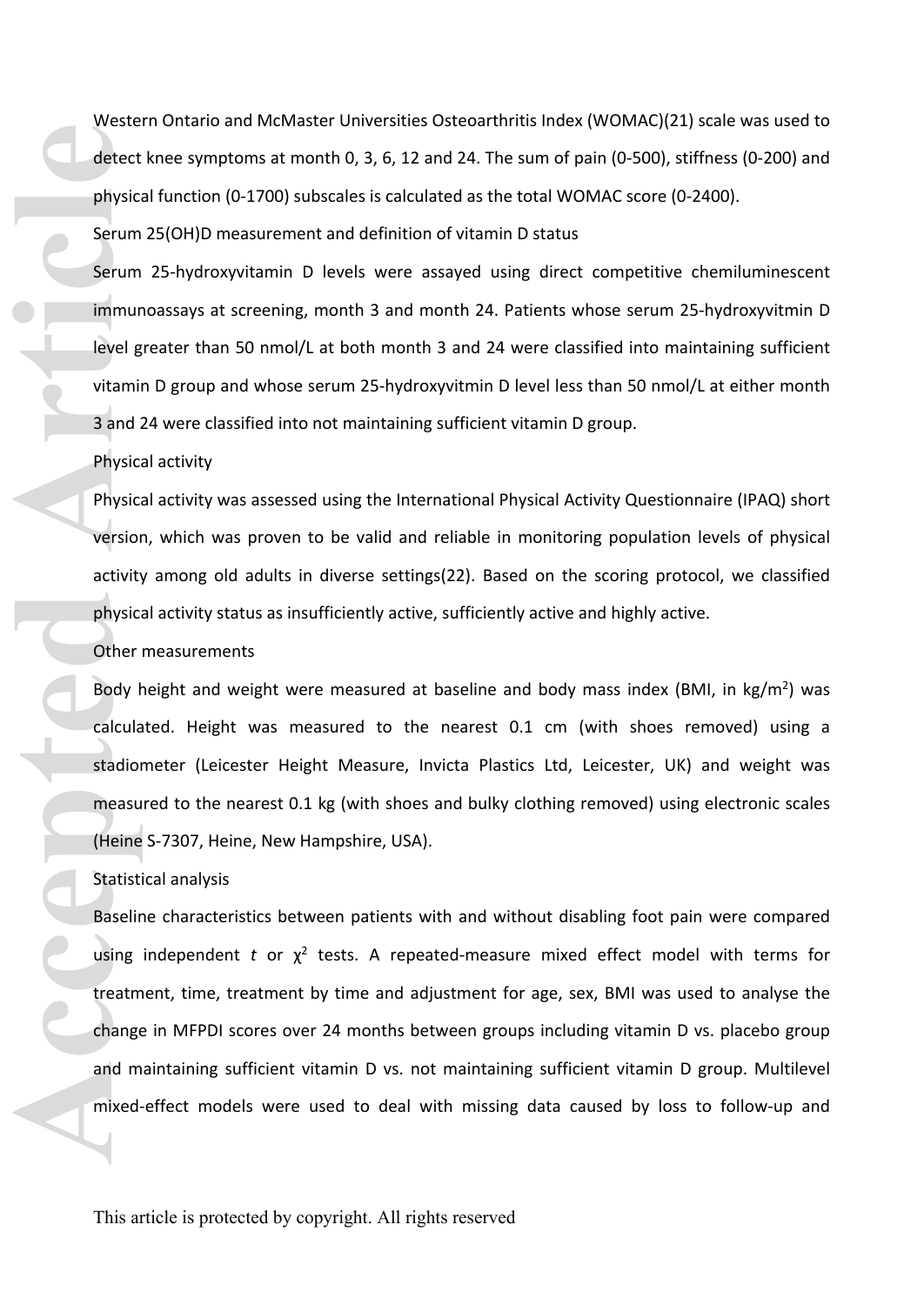Western Ontario and McMaster Universities Osteoarthritis Index (WOMAC)(21) scale was used to detect knee symptoms at month 0, 3, 6, 12 and 24. The sum of pain (0-500), stiffness (0-200) and physical function (0-1700) subscales is calculated as the total WOMAC score (0-2400).

### Serum 25(OH)D measurement and definition of vitamin D status

Serum 25-hydroxyvitamin D levels were assayed using direct competitive chemiluminescent immunoassays at screening, month 3 and month 24. Patients whose serum 25-hydroxyvitmin D level greater than 50 nmol/L at both month 3 and 24 were classified into maintaining sufficient vitamin D group and whose serum 25-hydroxyvitmin D level less than 50 nmol/L at either month 3 and 24 were classified into not maintaining sufficient vitamin D group.

### Physical activity

Physical activity was assessed using the International Physical Activity Questionnaire (IPAQ) short version, which was proven to be valid and reliable in monitoring population levels of physical activity among old adults in diverse settings(22). Based on the scoring protocol, we classified physical activity status as insufficiently active, sufficiently active and highly active.

### Other measurements

Body height and weight were measured at baseline and body mass index (BMI, in kg/m$^2$) was calculated. Height was measured to the nearest 0.1 cm (with shoes removed) using a stadiometer (Leicester Height Measure, Invicta Plastics Ltd, Leicester, UK) and weight was measured to the nearest 0.1 kg (with shoes and bulky clothing removed) using electronic scales (Heine S-7307, Heine, New Hampshire, USA).

### Statistical analysis

Baseline characteristics between patients with and without disabling foot pain were compared using independent $t$ or $\chi^2$ tests. A repeated-measure mixed effect model with terms for treatment, time, treatment by time and adjustment for age, sex, BMI was used to analyse the change in MFPDI scores over 24 months between groups including vitamin D vs. placebo group and maintaining sufficient vitamin D vs. not maintaining sufficient vitamin D group. Multilevel mixed-effect models were used to deal with missing data caused by loss to follow-up and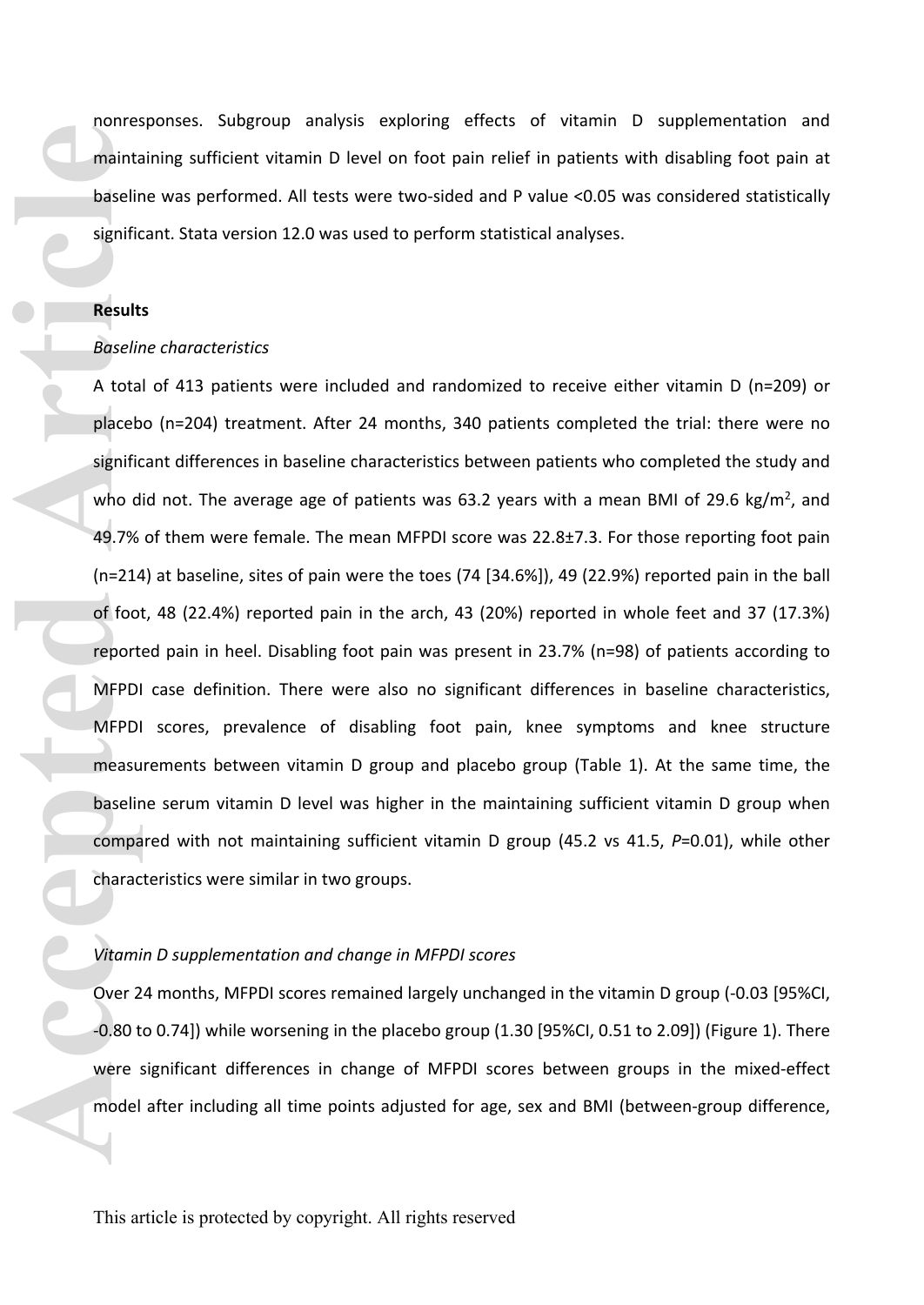nonresponses. Subgroup analysis exploring effects of vitamin D supplementation and maintaining sufficient vitamin D level on foot pain relief in patients with disabling foot pain at baseline was performed. All tests were two-sided and P value <0.05 was considered statistically significant. Stata version 12.0 was used to perform statistical analyses.

**Results**

*Baseline characteristics*

A total of 413 patients were included and randomized to receive either vitamin D (n=209) or placebo (n=204) treatment. After 24 months, 340 patients completed the trial: there were no significant differences in baseline characteristics between patients who completed the study and who did not. The average age of patients was 63.2 years with a mean BMI of 29.6 kg/m$^2$, and 49.7% of them were female. The mean MFPDI score was 22.8±7.3. For those reporting foot pain (n=214) at baseline, sites of pain were the toes (74 [34.6%]), 49 (22.9%) reported pain in the ball of foot, 48 (22.4%) reported pain in the arch, 43 (20%) reported in whole feet and 37 (17.3%) reported pain in heel. Disabling foot pain was present in 23.7% (n=98) of patients according to MFPDI case definition. There were also no significant differences in baseline characteristics, MFPDI scores, prevalence of disabling foot pain, knee symptoms and knee structure measurements between vitamin D group and placebo group (Table 1). At the same time, the baseline serum vitamin D level was higher in the maintaining sufficient vitamin D group when compared with not maintaining sufficient vitamin D group (45.2 vs 41.5, *P*=0.01), while other characteristics were similar in two groups.

*Vitamin D supplementation and change in MFPDI scores*

Over 24 months, MFPDI scores remained largely unchanged in the vitamin D group (-0.03 [95%CI, -0.80 to 0.74]) while worsening in the placebo group (1.30 [95%CI, 0.51 to 2.09]) (Figure 1). There were significant differences in change of MFPDI scores between groups in the mixed-effect model after including all time points adjusted for age, sex and BMI (between-group difference,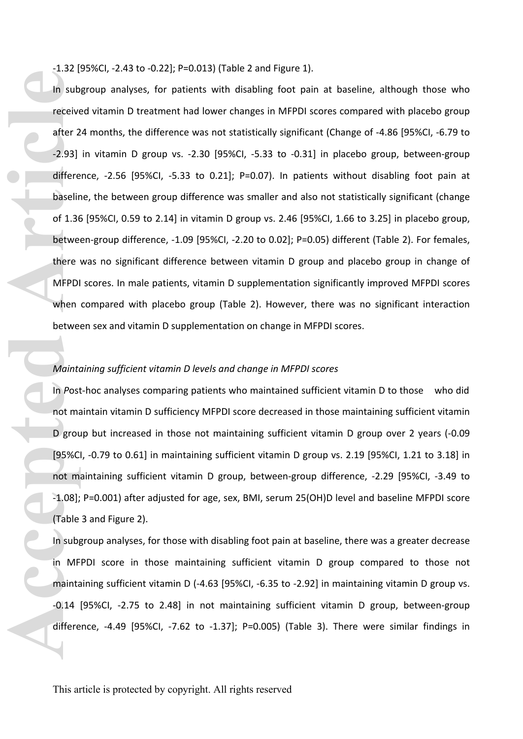-1.32 [95%CI, -2.43 to -0.22]; P=0.013) (Table 2 and Figure 1).

In subgroup analyses, for patients with disabling foot pain at baseline, although those who received vitamin D treatment had lower changes in MFPDI scores compared with placebo group after 24 months, the difference was not statistically significant (Change of -4.86 [95%CI, -6.79 to -2.93] in vitamin D group vs. -2.30 [95%CI, -5.33 to -0.31] in placebo group, between-group difference, -2.56 [95%CI, -5.33 to 0.21]; P=0.07). In patients without disabling foot pain at baseline, the between group difference was smaller and also not statistically significant (change of 1.36 [95%CI, 0.59 to 2.14] in vitamin D group vs. 2.46 [95%CI, 1.66 to 3.25] in placebo group, between-group difference, -1.09 [95%CI, -2.20 to 0.02]; P=0.05) different (Table 2). For females, there was no significant difference between vitamin D group and placebo group in change of MFPDI scores. In male patients, vitamin D supplementation significantly improved MFPDI scores when compared with placebo group (Table 2). However, there was no significant interaction between sex and vitamin D supplementation on change in MFPDI scores.

*Maintaining sufficient vitamin D levels and change in MFPDI scores*

In *P*ost-hoc analyses comparing patients who maintained sufficient vitamin D to those who did not maintain vitamin D sufficiency MFPDI score decreased in those maintaining sufficient vitamin D group but increased in those not maintaining sufficient vitamin D group over 2 years (-0.09 [95%CI, -0.79 to 0.61] in maintaining sufficient vitamin D group vs. 2.19 [95%CI, 1.21 to 3.18] in not maintaining sufficient vitamin D group, between-group difference, -2.29 [95%CI, -3.49 to -1.08]; P=0.001) after adjusted for age, sex, BMI, serum 25(OH)D level and baseline MFPDI score (Table 3 and Figure 2).

In subgroup analyses, for those with disabling foot pain at baseline, there was a greater decrease in MFPDI score in those maintaining sufficient vitamin D group compared to those not maintaining sufficient vitamin D (-4.63 [95%CI, -6.35 to -2.92] in maintaining vitamin D group vs. -0.14 [95%CI, -2.75 to 2.48] in not maintaining sufficient vitamin D group, between-group difference, -4.49 [95%CI, -7.62 to -1.37]; P=0.005) (Table 3). There were similar findings in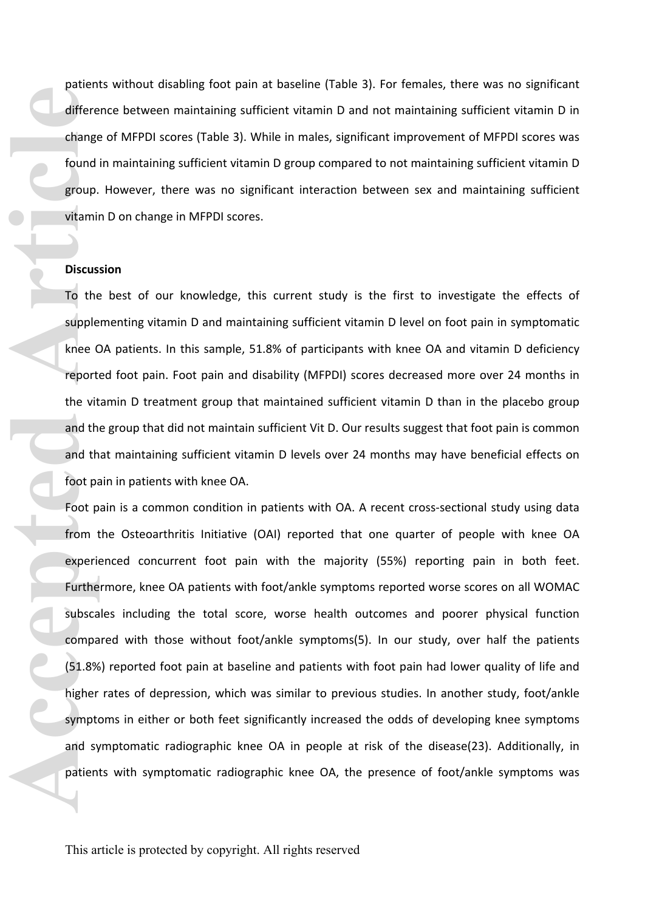patients without disabling foot pain at baseline (Table 3). For females, there was no significant difference between maintaining sufficient vitamin D and not maintaining sufficient vitamin D in change of MFPDI scores (Table 3). While in males, significant improvement of MFPDI scores was found in maintaining sufficient vitamin D group compared to not maintaining sufficient vitamin D group. However, there was no significant interaction between sex and maintaining sufficient vitamin D on change in MFPDI scores.

**Discussion**

To the best of our knowledge, this current study is the first to investigate the effects of supplementing vitamin D and maintaining sufficient vitamin D level on foot pain in symptomatic knee OA patients. In this sample, 51.8% of participants with knee OA and vitamin D deficiency reported foot pain. Foot pain and disability (MFPDI) scores decreased more over 24 months in the vitamin D treatment group that maintained sufficient vitamin D than in the placebo group and the group that did not maintain sufficient Vit D. Our results suggest that foot pain is common and that maintaining sufficient vitamin D levels over 24 months may have beneficial effects on foot pain in patients with knee OA.

Foot pain is a common condition in patients with OA. A recent cross-sectional study using data from the Osteoarthritis Initiative (OAI) reported that one quarter of people with knee OA experienced concurrent foot pain with the majority (55%) reporting pain in both feet. Furthermore, knee OA patients with foot/ankle symptoms reported worse scores on all WOMAC subscales including the total score, worse health outcomes and poorer physical function compared with those without foot/ankle symptoms(5). In our study, over half the patients (51.8%) reported foot pain at baseline and patients with foot pain had lower quality of life and higher rates of depression, which was similar to previous studies. In another study, foot/ankle symptoms in either or both feet significantly increased the odds of developing knee symptoms and symptomatic radiographic knee OA in people at risk of the disease(23). Additionally, in patients with symptomatic radiographic knee OA, the presence of foot/ankle symptoms was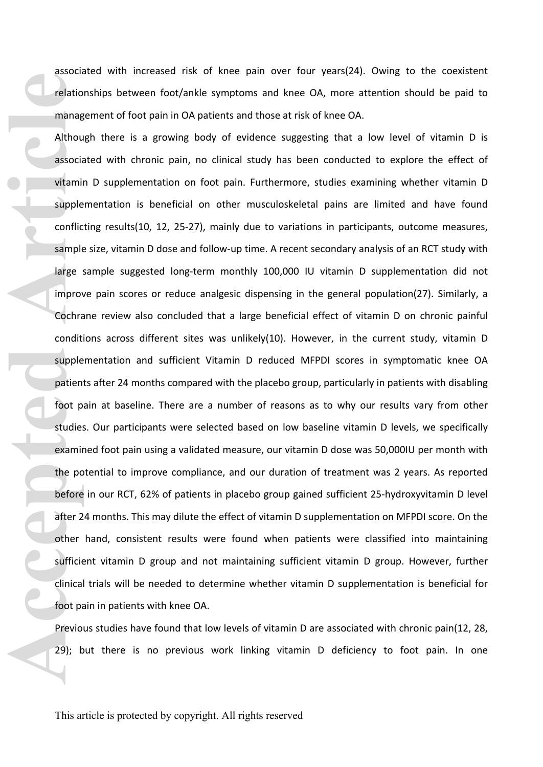associated with increased risk of knee pain over four years(24). Owing to the coexistent relationships between foot/ankle symptoms and knee OA, more attention should be paid to management of foot pain in OA patients and those at risk of knee OA.

Although there is a growing body of evidence suggesting that a low level of vitamin D is associated with chronic pain, no clinical study has been conducted to explore the effect of vitamin D supplementation on foot pain. Furthermore, studies examining whether vitamin D supplementation is beneficial on other musculoskeletal pains are limited and have found conflicting results(10, 12, 25-27), mainly due to variations in participants, outcome measures, sample size, vitamin D dose and follow-up time. A recent secondary analysis of an RCT study with large sample suggested long-term monthly 100,000 IU vitamin D supplementation did not improve pain scores or reduce analgesic dispensing in the general population(27). Similarly, a Cochrane review also concluded that a large beneficial effect of vitamin D on chronic painful conditions across different sites was unlikely(10). However, in the current study, vitamin D supplementation and sufficient Vitamin D reduced MFPDI scores in symptomatic knee OA patients after 24 months compared with the placebo group, particularly in patients with disabling foot pain at baseline. There are a number of reasons as to why our results vary from other studies. Our participants were selected based on low baseline vitamin D levels, we specifically examined foot pain using a validated measure, our vitamin D dose was 50,000IU per month with the potential to improve compliance, and our duration of treatment was 2 years. As reported before in our RCT, 62% of patients in placebo group gained sufficient 25-hydroxyvitamin D level after 24 months. This may dilute the effect of vitamin D supplementation on MFPDI score. On the other hand, consistent results were found when patients were classified into maintaining sufficient vitamin D group and not maintaining sufficient vitamin D group. However, further clinical trials will be needed to determine whether vitamin D supplementation is beneficial for foot pain in patients with knee OA.

Previous studies have found that low levels of vitamin D are associated with chronic pain(12, 28, 29); but there is no previous work linking vitamin D deficiency to foot pain. In one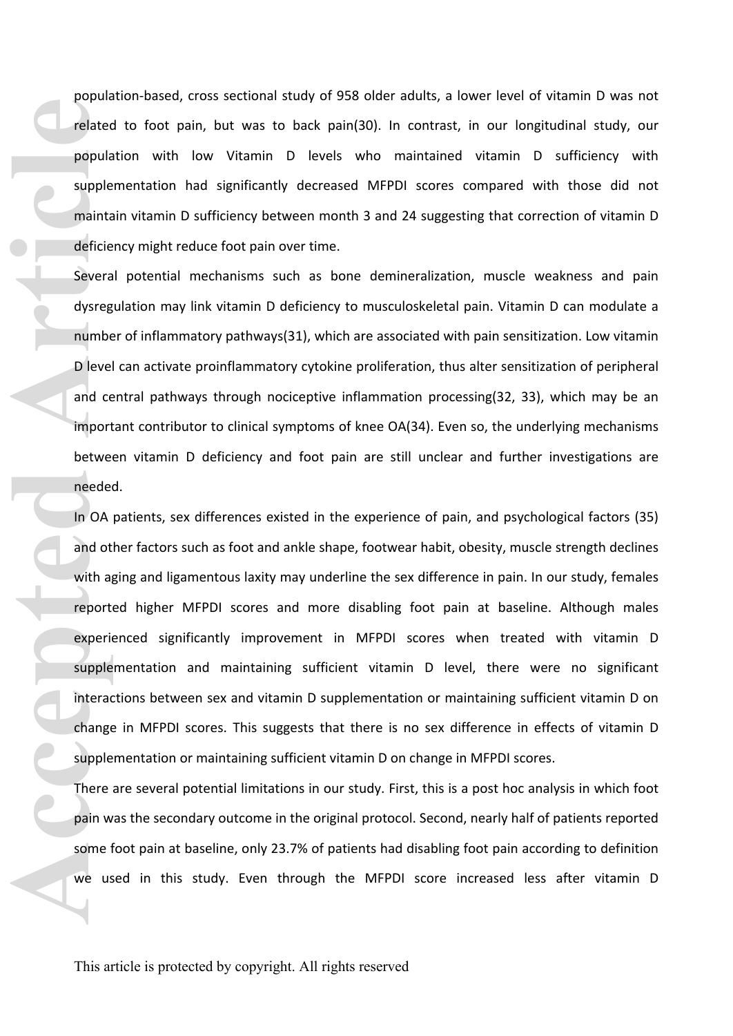population-based, cross sectional study of 958 older adults, a lower level of vitamin D was not related to foot pain, but was to back pain(30). In contrast, in our longitudinal study, our population with low Vitamin D levels who maintained vitamin D sufficiency with supplementation had significantly decreased MFPDI scores compared with those did not maintain vitamin D sufficiency between month 3 and 24 suggesting that correction of vitamin D deficiency might reduce foot pain over time.

Several potential mechanisms such as bone demineralization, muscle weakness and pain dysregulation may link vitamin D deficiency to musculoskeletal pain. Vitamin D can modulate a number of inflammatory pathways(31), which are associated with pain sensitization. Low vitamin D level can activate proinflammatory cytokine proliferation, thus alter sensitization of peripheral and central pathways through nociceptive inflammation processing(32, 33), which may be an important contributor to clinical symptoms of knee OA(34). Even so, the underlying mechanisms between vitamin D deficiency and foot pain are still unclear and further investigations are needed.

In OA patients, sex differences existed in the experience of pain, and psychological factors (35) and other factors such as foot and ankle shape, footwear habit, obesity, muscle strength declines with aging and ligamentous laxity may underline the sex difference in pain. In our study, females reported higher MFPDI scores and more disabling foot pain at baseline. Although males experienced significantly improvement in MFPDI scores when treated with vitamin D supplementation and maintaining sufficient vitamin D level, there were no significant interactions between sex and vitamin D supplementation or maintaining sufficient vitamin D on change in MFPDI scores. This suggests that there is no sex difference in effects of vitamin D supplementation or maintaining sufficient vitamin D on change in MFPDI scores.

There are several potential limitations in our study. First, this is a post hoc analysis in which foot pain was the secondary outcome in the original protocol. Second, nearly half of patients reported some foot pain at baseline, only 23.7% of patients had disabling foot pain according to definition we used in this study. Even through the MFPDI score increased less after vitamin D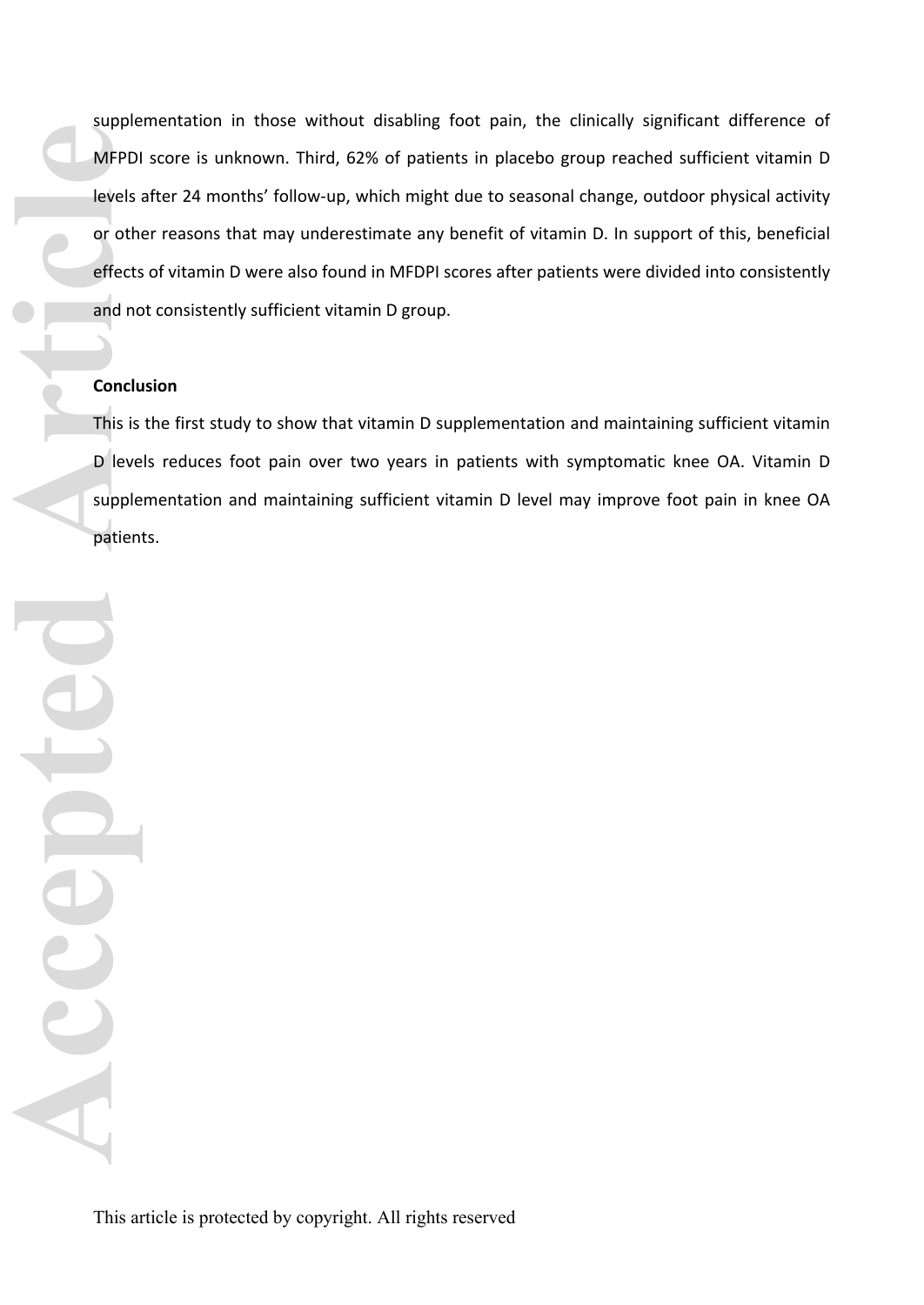supplementation in those without disabling foot pain, the clinically significant difference of MFPDI score is unknown. Third, 62% of patients in placebo group reached sufficient vitamin D levels after 24 months' follow-up, which might due to seasonal change, outdoor physical activity or other reasons that may underestimate any benefit of vitamin D. In support of this, beneficial effects of vitamin D were also found in MFDPI scores after patients were divided into consistently and not consistently sufficient vitamin D group.

**Conclusion**

This is the first study to show that vitamin D supplementation and maintaining sufficient vitamin D levels reduces foot pain over two years in patients with symptomatic knee OA. Vitamin D supplementation and maintaining sufficient vitamin D level may improve foot pain in knee OA patients.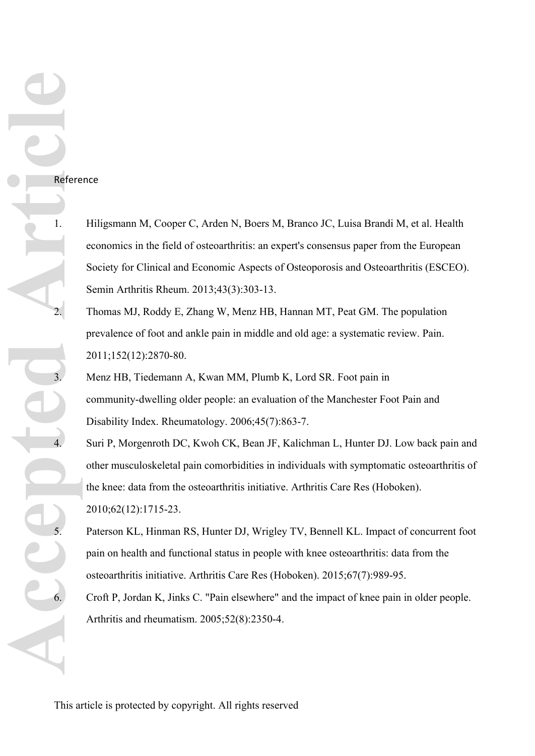Reference

1. Hiligsmann M, Cooper C, Arden N, Boers M, Branco JC, Luisa Brandi M, et al. Health economics in the field of osteoarthritis: an expert's consensus paper from the European Society for Clinical and Economic Aspects of Osteoporosis and Osteoarthritis (ESCEO). Semin Arthritis Rheum. 2013;43(3):303-13.
2. Thomas MJ, Roddy E, Zhang W, Menz HB, Hannan MT, Peat GM. The population prevalence of foot and ankle pain in middle and old age: a systematic review. Pain. 2011;152(12):2870-80.
3. Menz HB, Tiedemann A, Kwan MM, Plumb K, Lord SR. Foot pain in community-dwelling older people: an evaluation of the Manchester Foot Pain and Disability Index. Rheumatology. 2006;45(7):863-7.
4. Suri P, Morgenroth DC, Kwoh CK, Bean JF, Kalichman L, Hunter DJ. Low back pain and other musculoskeletal pain comorbidities in individuals with symptomatic osteoarthritis of the knee: data from the osteoarthritis initiative. Arthritis Care Res (Hoboken). 2010;62(12):1715-23.
5. Paterson KL, Hinman RS, Hunter DJ, Wrigley TV, Bennell KL. Impact of concurrent foot pain on health and functional status in people with knee osteoarthritis: data from the osteoarthritis initiative. Arthritis Care Res (Hoboken). 2015;67(7):989-95.
6. Croft P, Jordan K, Jinks C. "Pain elsewhere" and the impact of knee pain in older people. Arthritis and rheumatism. 2005;52(8):2350-4.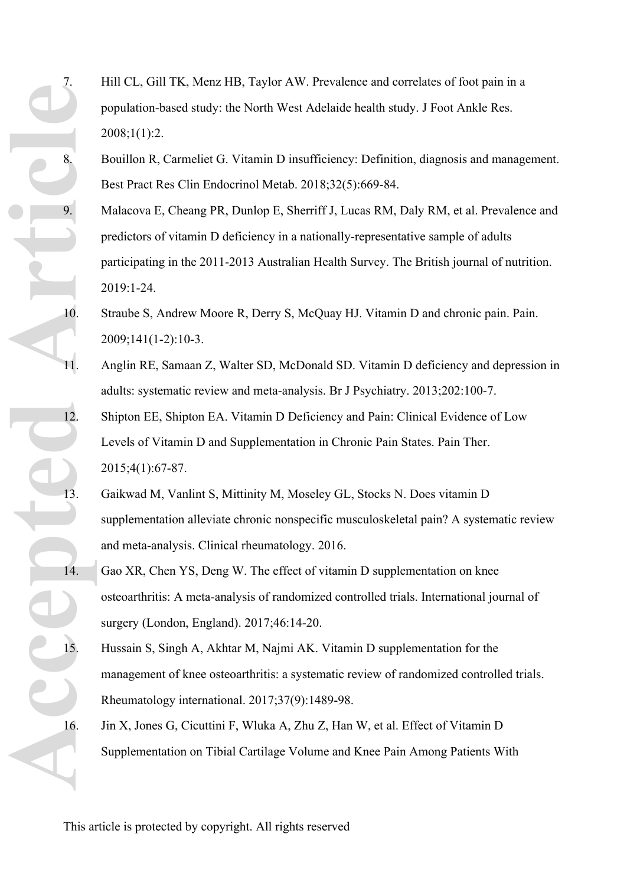7. Hill CL, Gill TK, Menz HB, Taylor AW. Prevalence and correlates of foot pain in a population-based study: the North West Adelaide health study. J Foot Ankle Res. 2008;1(1):2.
8. Bouillon R, Carmeliet G. Vitamin D insufficiency: Definition, diagnosis and management. Best Pract Res Clin Endocrinol Metab. 2018;32(5):669-84.
9. Malacova E, Cheang PR, Dunlop E, Sherriff J, Lucas RM, Daly RM, et al. Prevalence and predictors of vitamin D deficiency in a nationally-representative sample of adults participating in the 2011-2013 Australian Health Survey. The British journal of nutrition. 2019:1-24.
10. Straube S, Andrew Moore R, Derry S, McQuay HJ. Vitamin D and chronic pain. Pain. 2009;141(1-2):10-3.
11. Anglin RE, Samaan Z, Walter SD, McDonald SD. Vitamin D deficiency and depression in adults: systematic review and meta-analysis. Br J Psychiatry. 2013;202:100-7.
12. Shipton EE, Shipton EA. Vitamin D Deficiency and Pain: Clinical Evidence of Low Levels of Vitamin D and Supplementation in Chronic Pain States. Pain Ther. 2015;4(1):67-87.
13. Gaikwad M, Vanlint S, Mittinity M, Moseley GL, Stocks N. Does vitamin D supplementation alleviate chronic nonspecific musculoskeletal pain? A systematic review and meta-analysis. Clinical rheumatology. 2016.
14. Gao XR, Chen YS, Deng W. The effect of vitamin D supplementation on knee osteoarthritis: A meta-analysis of randomized controlled trials. International journal of surgery (London, England). 2017;46:14-20.
15. Hussain S, Singh A, Akhtar M, Najmi AK. Vitamin D supplementation for the management of knee osteoarthritis: a systematic review of randomized controlled trials. Rheumatology international. 2017;37(9):1489-98.
16. Jin X, Jones G, Cicuttini F, Wluka A, Zhu Z, Han W, et al. Effect of Vitamin D Supplementation on Tibial Cartilage Volume and Knee Pain Among Patients With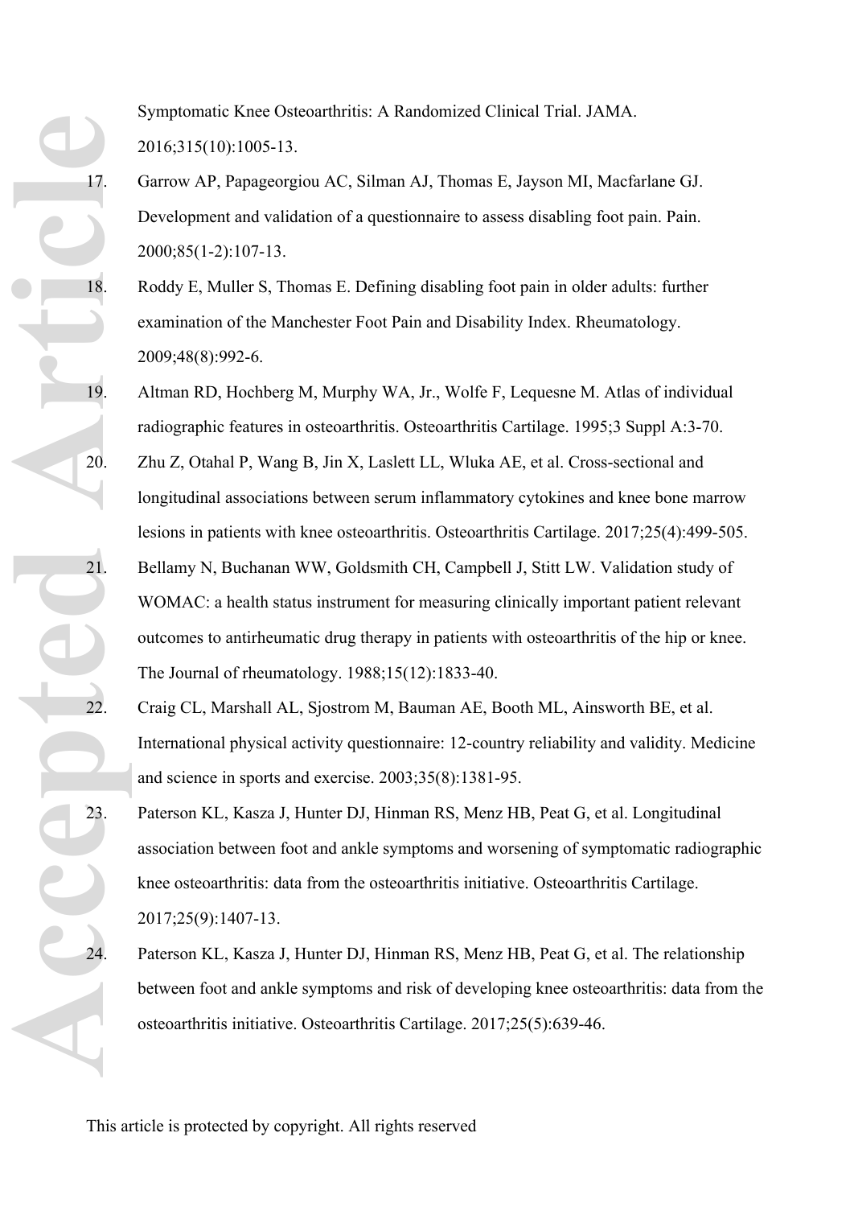Symptomatic Knee Osteoarthritis: A Randomized Clinical Trial. JAMA. 2016;315(10):1005-13.

17. Garrow AP, Papageorgiou AC, Silman AJ, Thomas E, Jayson MI, Macfarlane GJ. Development and validation of a questionnaire to assess disabling foot pain. Pain. 2000;85(1-2):107-13.
18. Roddy E, Muller S, Thomas E. Defining disabling foot pain in older adults: further examination of the Manchester Foot Pain and Disability Index. Rheumatology. 2009;48(8):992-6.
19. Altman RD, Hochberg M, Murphy WA, Jr., Wolfe F, Lequesne M. Atlas of individual radiographic features in osteoarthritis. Osteoarthritis Cartilage. 1995;3 Suppl A:3-70.
20. Zhu Z, Otahal P, Wang B, Jin X, Laslett LL, Wluka AE, et al. Cross-sectional and longitudinal associations between serum inflammatory cytokines and knee bone marrow lesions in patients with knee osteoarthritis. Osteoarthritis Cartilage. 2017;25(4):499-505.
21. Bellamy N, Buchanan WW, Goldsmith CH, Campbell J, Stitt LW. Validation study of WOMAC: a health status instrument for measuring clinically important patient relevant outcomes to antirheumatic drug therapy in patients with osteoarthritis of the hip or knee. The Journal of rheumatology. 1988;15(12):1833-40.
22. Craig CL, Marshall AL, Sjostrom M, Bauman AE, Booth ML, Ainsworth BE, et al. International physical activity questionnaire: 12-country reliability and validity. Medicine and science in sports and exercise. 2003;35(8):1381-95.
23. Paterson KL, Kasza J, Hunter DJ, Hinman RS, Menz HB, Peat G, et al. Longitudinal association between foot and ankle symptoms and worsening of symptomatic radiographic knee osteoarthritis: data from the osteoarthritis initiative. Osteoarthritis Cartilage. 2017;25(9):1407-13.
24. Paterson KL, Kasza J, Hunter DJ, Hinman RS, Menz HB, Peat G, et al. The relationship between foot and ankle symptoms and risk of developing knee osteoarthritis: data from the osteoarthritis initiative. Osteoarthritis Cartilage. 2017;25(5):639-46.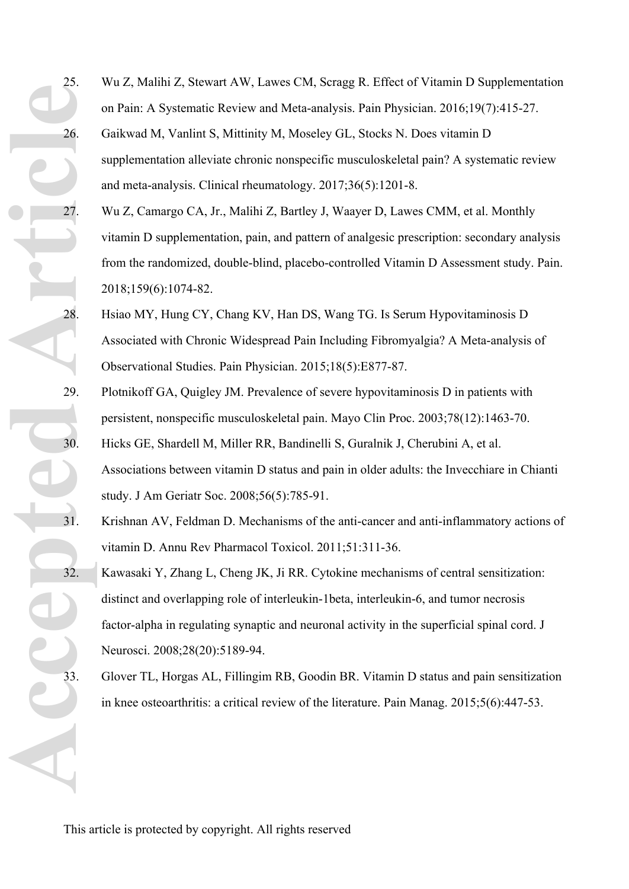25. Wu Z, Malihi Z, Stewart AW, Lawes CM, Scragg R. Effect of Vitamin D Supplementation on Pain: A Systematic Review and Meta-analysis. Pain Physician. 2016;19(7):415-27.
26. Gaikwad M, Vanlint S, Mittinity M, Moseley GL, Stocks N. Does vitamin D supplementation alleviate chronic nonspecific musculoskeletal pain? A systematic review and meta-analysis. Clinical rheumatology. 2017;36(5):1201-8.
27. Wu Z, Camargo CA, Jr., Malihi Z, Bartley J, Waayer D, Lawes CMM, et al. Monthly vitamin D supplementation, pain, and pattern of analgesic prescription: secondary analysis from the randomized, double-blind, placebo-controlled Vitamin D Assessment study. Pain. 2018;159(6):1074-82.
28. Hsiao MY, Hung CY, Chang KV, Han DS, Wang TG. Is Serum Hypovitaminosis D Associated with Chronic Widespread Pain Including Fibromyalgia? A Meta-analysis of Observational Studies. Pain Physician. 2015;18(5):E877-87.
29. Plotnikoff GA, Quigley JM. Prevalence of severe hypovitaminosis D in patients with persistent, nonspecific musculoskeletal pain. Mayo Clin Proc. 2003;78(12):1463-70.
30. Hicks GE, Shardell M, Miller RR, Bandinelli S, Guralnik J, Cherubini A, et al. Associations between vitamin D status and pain in older adults: the Invecchiare in Chianti study. J Am Geriatr Soc. 2008;56(5):785-91.
31. Krishnan AV, Feldman D. Mechanisms of the anti-cancer and anti-inflammatory actions of vitamin D. Annu Rev Pharmacol Toxicol. 2011;51:311-36.
32. Kawasaki Y, Zhang L, Cheng JK, Ji RR. Cytokine mechanisms of central sensitization: distinct and overlapping role of interleukin-1beta, interleukin-6, and tumor necrosis factor-alpha in regulating synaptic and neuronal activity in the superficial spinal cord. J Neurosci. 2008;28(20):5189-94.
33. Glover TL, Horgas AL, Fillingim RB, Goodin BR. Vitamin D status and pain sensitization in knee osteoarthritis: a critical review of the literature. Pain Manag. 2015;5(6):447-53.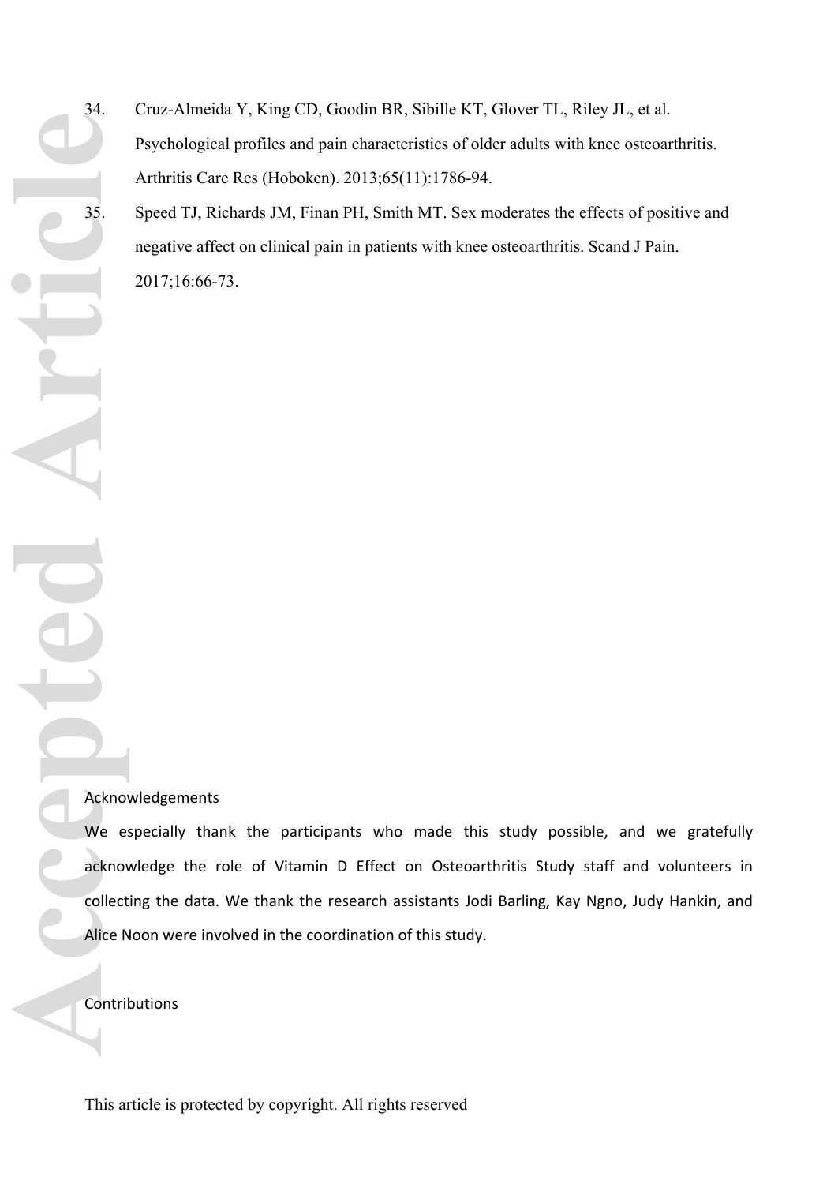34. Cruz-Almeida Y, King CD, Goodin BR, Sibille KT, Glover TL, Riley JL, et al. Psychological profiles and pain characteristics of older adults with knee osteoarthritis. Arthritis Care Res (Hoboken). 2013;65(11):1786-94.

35. Speed TJ, Richards JM, Finan PH, Smith MT. Sex moderates the effects of positive and negative affect on clinical pain in patients with knee osteoarthritis. Scand J Pain. 2017;16:66-73.

## Acknowledgements

We especially thank the participants who made this study possible, and we gratefully acknowledge the role of Vitamin D Effect on Osteoarthritis Study staff and volunteers in collecting the data. We thank the research assistants Jodi Barling, Kay Ngno, Judy Hankin, and Alice Noon were involved in the coordination of this study.

## Contributions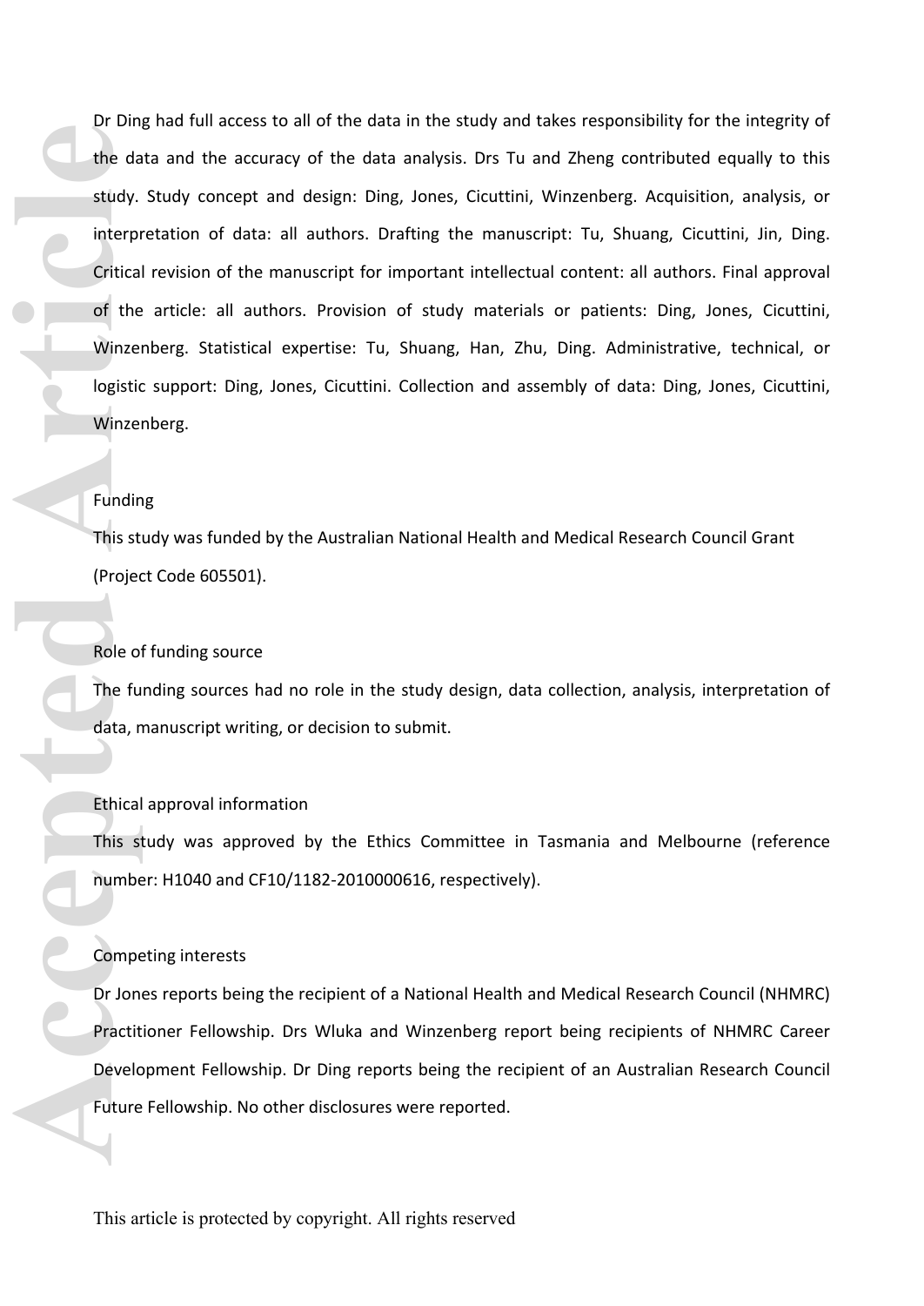Dr Ding had full access to all of the data in the study and takes responsibility for the integrity of the data and the accuracy of the data analysis. Drs Tu and Zheng contributed equally to this study. Study concept and design: Ding, Jones, Cicuttini, Winzenberg. Acquisition, analysis, or interpretation of data: all authors. Drafting the manuscript: Tu, Shuang, Cicuttini, Jin, Ding. Critical revision of the manuscript for important intellectual content: all authors. Final approval of the article: all authors. Provision of study materials or patients: Ding, Jones, Cicuttini, Winzenberg. Statistical expertise: Tu, Shuang, Han, Zhu, Ding. Administrative, technical, or logistic support: Ding, Jones, Cicuttini. Collection and assembly of data: Ding, Jones, Cicuttini, Winzenberg.

## Funding

This study was funded by the Australian National Health and Medical Research Council Grant (Project Code 605501).

## Role of funding source

The funding sources had no role in the study design, data collection, analysis, interpretation of data, manuscript writing, or decision to submit.

## Ethical approval information

This study was approved by the Ethics Committee in Tasmania and Melbourne (reference number: H1040 and CF10/1182-2010000616, respectively).

## Competing interests

Dr Jones reports being the recipient of a National Health and Medical Research Council (NHMRC) Practitioner Fellowship. Drs Wluka and Winzenberg report being recipients of NHMRC Career Development Fellowship. Dr Ding reports being the recipient of an Australian Research Council Future Fellowship. No other disclosures were reported.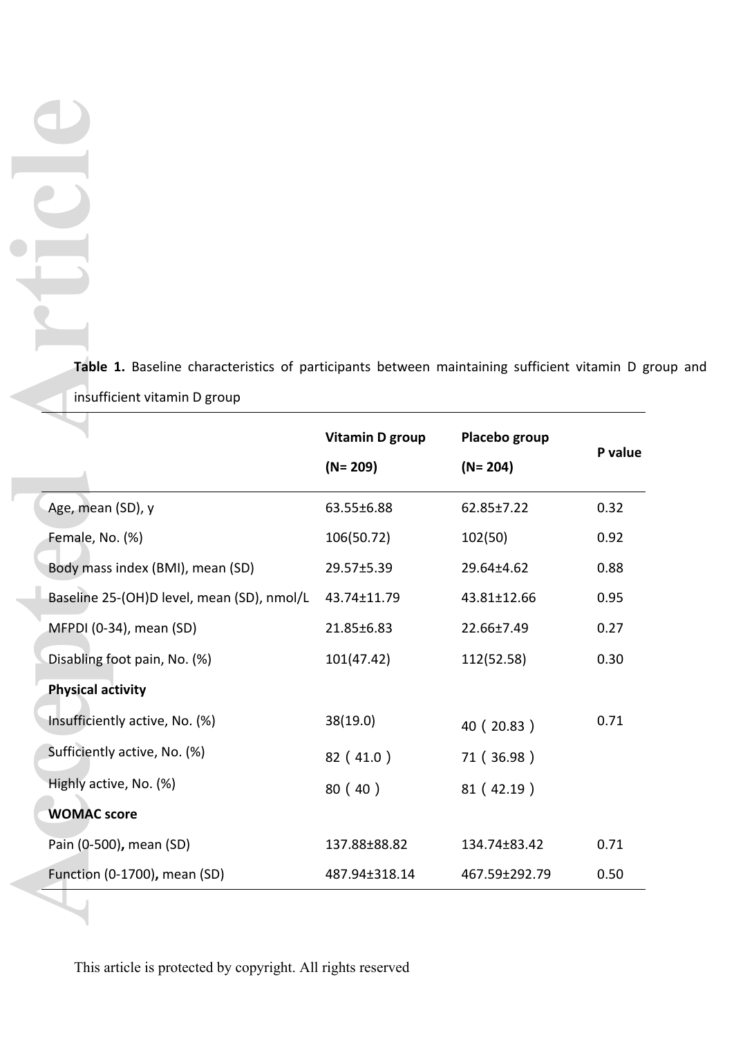**Table 1.** Baseline characteristics of participants between maintaining sufficient vitamin D group and insufficient vitamin D group

| | Vitamin D group (N= 209) | Placebo group (N= 204) | P value |
|---|---|---|---|
| Age, mean (SD), y | 63.55±6.88 | 62.85±7.22 | 0.32 |
| Female, No. (%) | 106(50.72) | 102(50) | 0.92 |
| Body mass index (BMI), mean (SD) | 29.57±5.39 | 29.64±4.62 | 0.88 |
| Baseline 25-(OH)D level, mean (SD), nmol/L | 43.74±11.79 | 43.81±12.66 | 0.95 |
| MFPDI (0-34), mean (SD) | 21.85±6.83 | 22.66±7.49 | 0.27 |
| Disabling foot pain, No. (%) | 101(47.42) | 112(52.58) | 0.30 |
| **Physical activity** | | | |
| Insufficiently active, No. (%) | 38(19.0) | 40（20.83） | 0.71 |
| Sufficiently active, No. (%) | 82（41.0） | 71（36.98） | |
| Highly active, No. (%) | 80（40） | 81（42.19） | |
| **WOMAC score** | | | |
| Pain (0-500)**,** mean (SD) | 137.88±88.82 | 134.74±83.42 | 0.71 |
| Function (0-1700)**,** mean (SD) | 487.94±318.14 | 467.59±292.79 | 0.50 |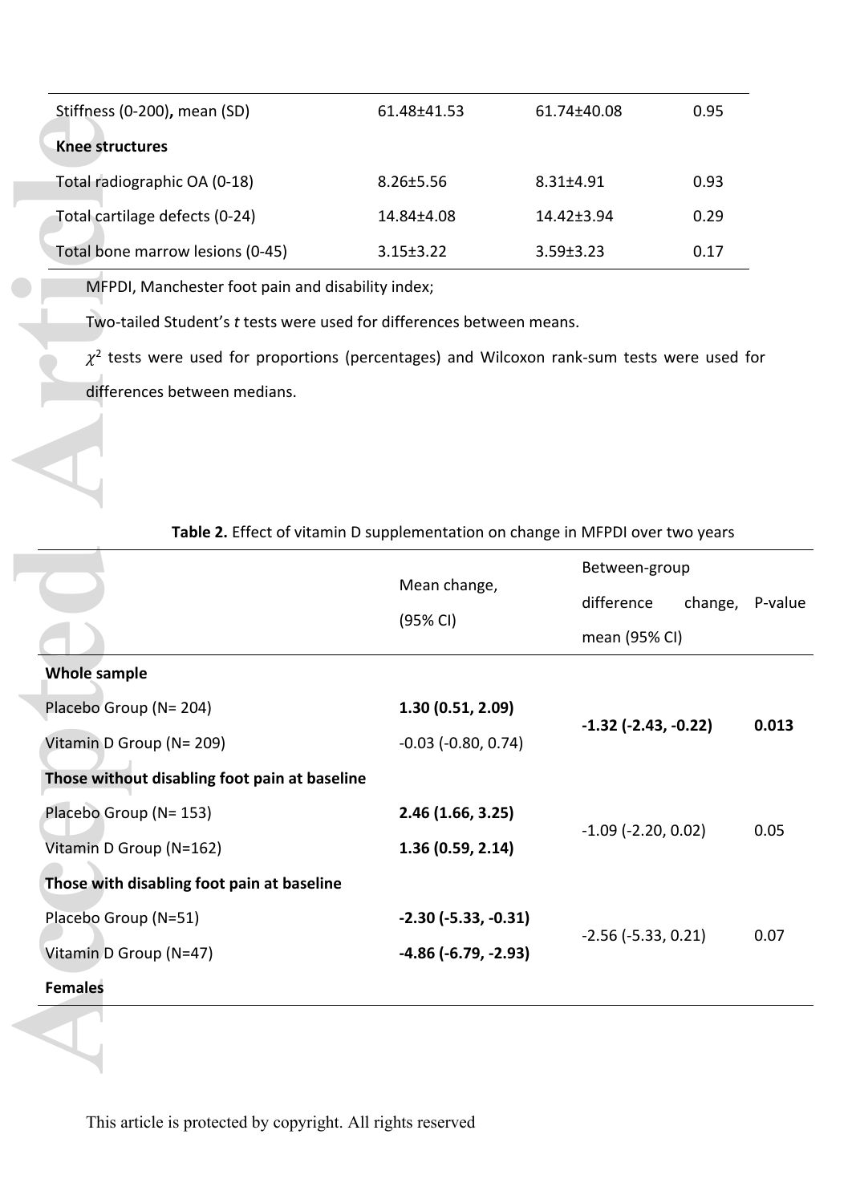| | | | |
|---|---|---|---|
| Stiffness (0-200), mean (SD) | 61.48±41.53 | 61.74±40.08 | 0.95 |
| **Knee structures** | | | |
| Total radiographic OA (0-18) | 8.26±5.56 | 8.31±4.91 | 0.93 |
| Total cartilage defects (0-24) | 14.84±4.08 | 14.42±3.94 | 0.29 |
| Total bone marrow lesions (0-45) | 3.15±3.22 | 3.59±3.23 | 0.17 |

MFPDI, Manchester foot pain and disability index;

Two-tailed Student's *t* tests were used for differences between means.

$\chi^2$ tests were used for proportions (percentages) and Wilcoxon rank-sum tests were used for differences between medians.

**Table 2.** Effect of vitamin D supplementation on change in MFPDI over two years

| | Mean change, (95% CI) | Between-group difference change, mean (95% CI) | P-value |
|---|---|---|---|
| **Whole sample** | | | |
| Placebo Group (N= 204) | **1.30 (0.51, 2.09)** | **-1.32 (-2.43, -0.22)** | **0.013** |
| Vitamin D Group (N= 209) | -0.03 (-0.80, 0.74) | | |
| **Those without disabling foot pain at baseline** | | | |
| Placebo Group (N= 153) | **2.46 (1.66, 3.25)** | -1.09 (-2.20, 0.02) | 0.05 |
| Vitamin D Group (N=162) | **1.36 (0.59, 2.14)** | | |
| **Those with disabling foot pain at baseline** | | | |
| Placebo Group (N=51) | **-2.30 (-5.33, -0.31)** | -2.56 (-5.33, 0.21) | 0.07 |
| Vitamin D Group (N=47) | **-4.86 (-6.79, -2.93)** | | |
| **Females** | | | |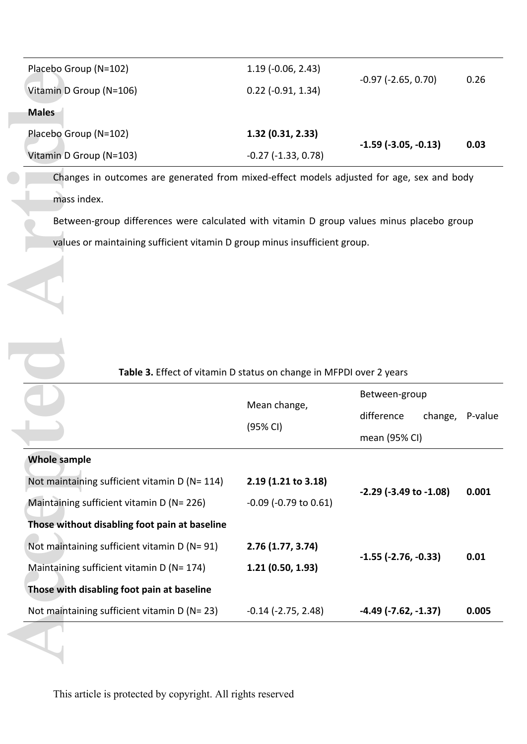| | | | |
|---|---|---|---|
| Placebo Group (N=102) | 1.19 (-0.06, 2.43) | -0.97 (-2.65, 0.70) | 0.26 |
| Vitamin D Group (N=106) | 0.22 (-0.91, 1.34) | | |
| **Males** | | | |
| Placebo Group (N=102) | **1.32 (0.31, 2.33)** | **-1.59 (-3.05, -0.13)** | **0.03** |
| Vitamin D Group (N=103) | -0.27 (-1.33, 0.78) | | |

Changes in outcomes are generated from mixed-effect models adjusted for age, sex and body mass index.

Between-group differences were calculated with vitamin D group values minus placebo group values or maintaining sufficient vitamin D group minus insufficient group.

**Table 3.** Effect of vitamin D status on change in MFPDI over 2 years

| | Mean change, (95% CI) | Between-group difference change, mean (95% CI) | P-value |
|---|---|---|---|
| **Whole sample** | | | |
| Not maintaining sufficient vitamin D (N= 114) | **2.19 (1.21 to 3.18)** | **-2.29 (-3.49 to -1.08)** | **0.001** |
| Maintaining sufficient vitamin D (N= 226) | -0.09 (-0.79 to 0.61) | | |
| **Those without disabling foot pain at baseline** | | | |
| Not maintaining sufficient vitamin D (N= 91) | **2.76 (1.77, 3.74)** | **-1.55 (-2.76, -0.33)** | **0.01** |
| Maintaining sufficient vitamin D (N= 174) | **1.21 (0.50, 1.93)** | | |
| **Those with disabling foot pain at baseline** | | | |
| Not maintaining sufficient vitamin D (N= 23) | -0.14 (-2.75, 2.48) | **-4.49 (-7.62, -1.37)** | **0.005** |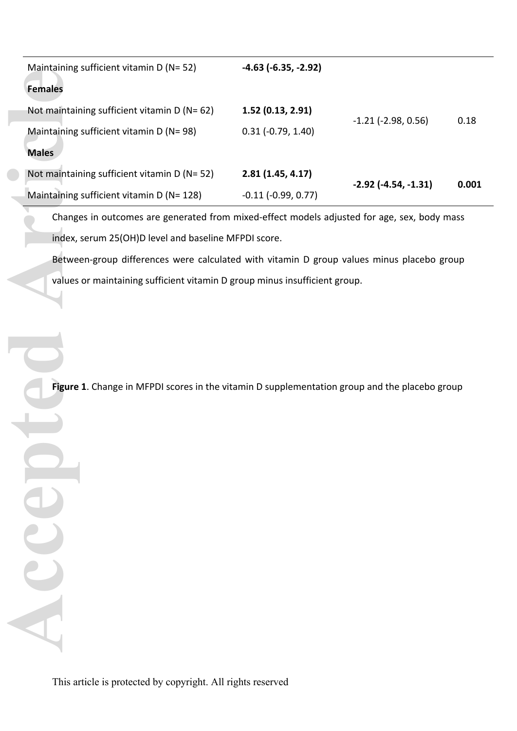| | | | |
|---|---|---|---|
| Maintaining sufficient vitamin D (N= 52) | **-4.63 (-6.35, -2.92)** | | |
| **Females** | | | |
| Not maintaining sufficient vitamin D (N= 62) | **1.52 (0.13, 2.91)** | -1.21 (-2.98, 0.56) | 0.18 |
| Maintaining sufficient vitamin D (N= 98) | 0.31 (-0.79, 1.40) | | |
| **Males** | | | |
| Not maintaining sufficient vitamin D (N= 52) | **2.81 (1.45, 4.17)** | **-2.92 (-4.54, -1.31)** | **0.001** |
| Maintaining sufficient vitamin D (N= 128) | -0.11 (-0.99, 0.77) | | |

Changes in outcomes are generated from mixed-effect models adjusted for age, sex, body mass index, serum 25(OH)D level and baseline MFPDI score.

Between-group differences were calculated with vitamin D group values minus placebo group values or maintaining sufficient vitamin D group minus insufficient group.

**Figure 1**. Change in MFPDI scores in the vitamin D supplementation group and the placebo group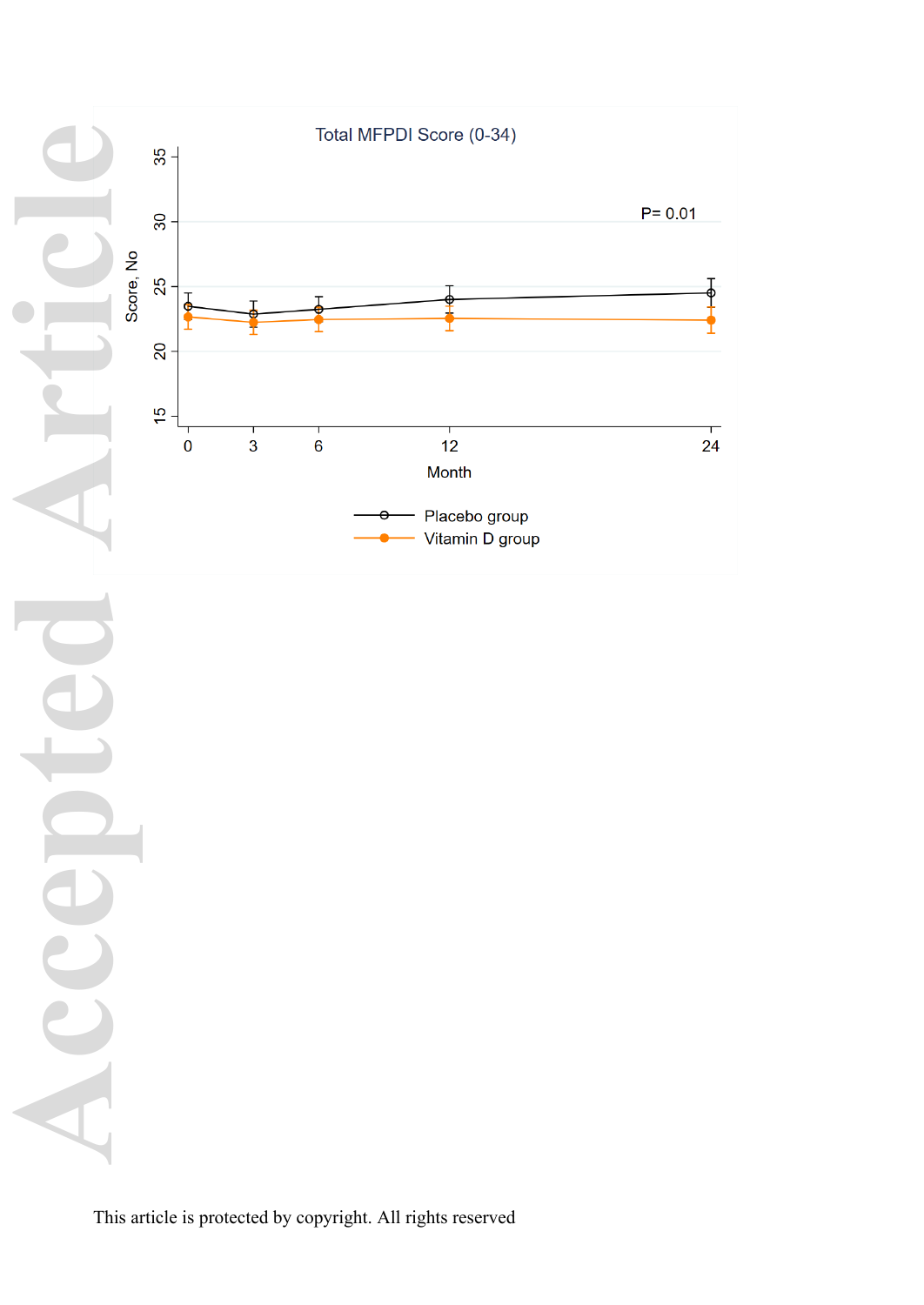Total MFPDI Score (0-34)

P= 0.01

Score, No

Month

Placebo group

Vitamin D group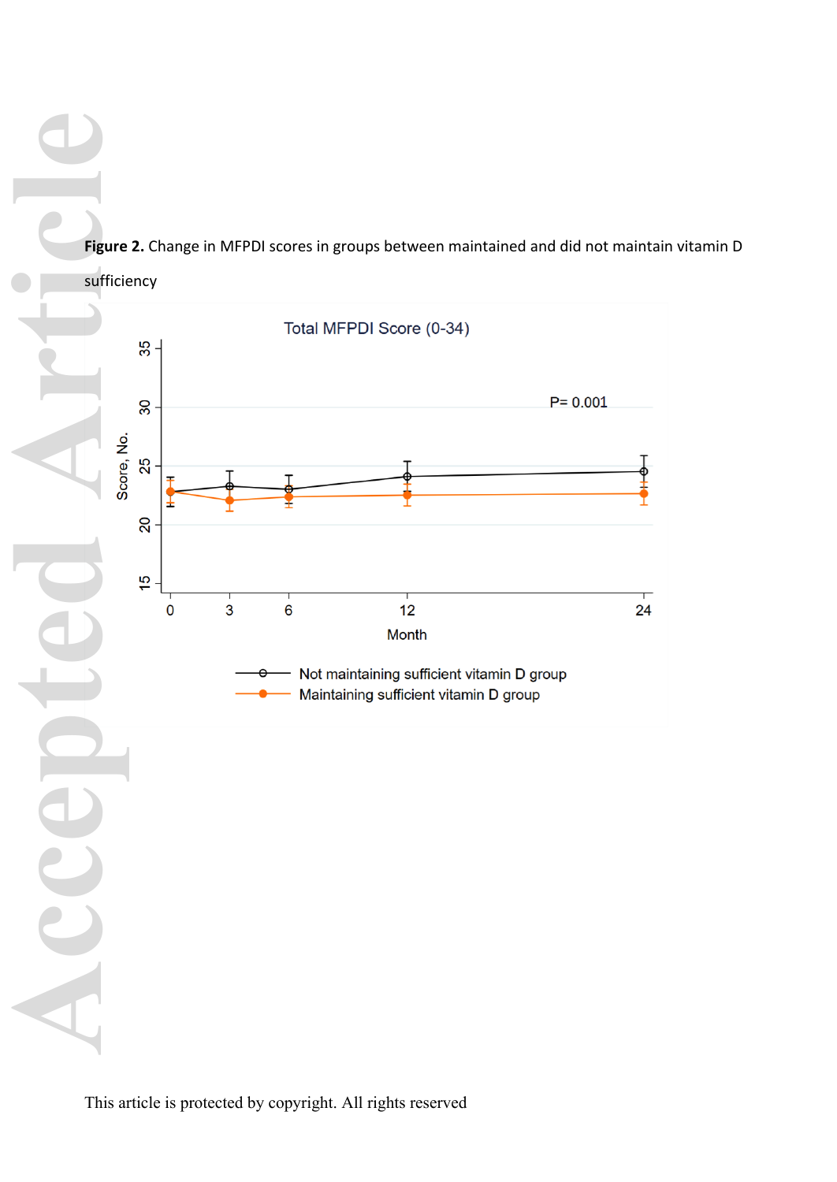**Figure 2.** Change in MFPDI scores in groups between maintained and did not maintain vitamin D sufficiency

Total MFPDI Score (0-34)

P= 0.001

Score, No.

35

30

25

20

15

0

3

6

12

24

Month

Not maintaining sufficient vitamin D group

Maintaining sufficient vitamin D group